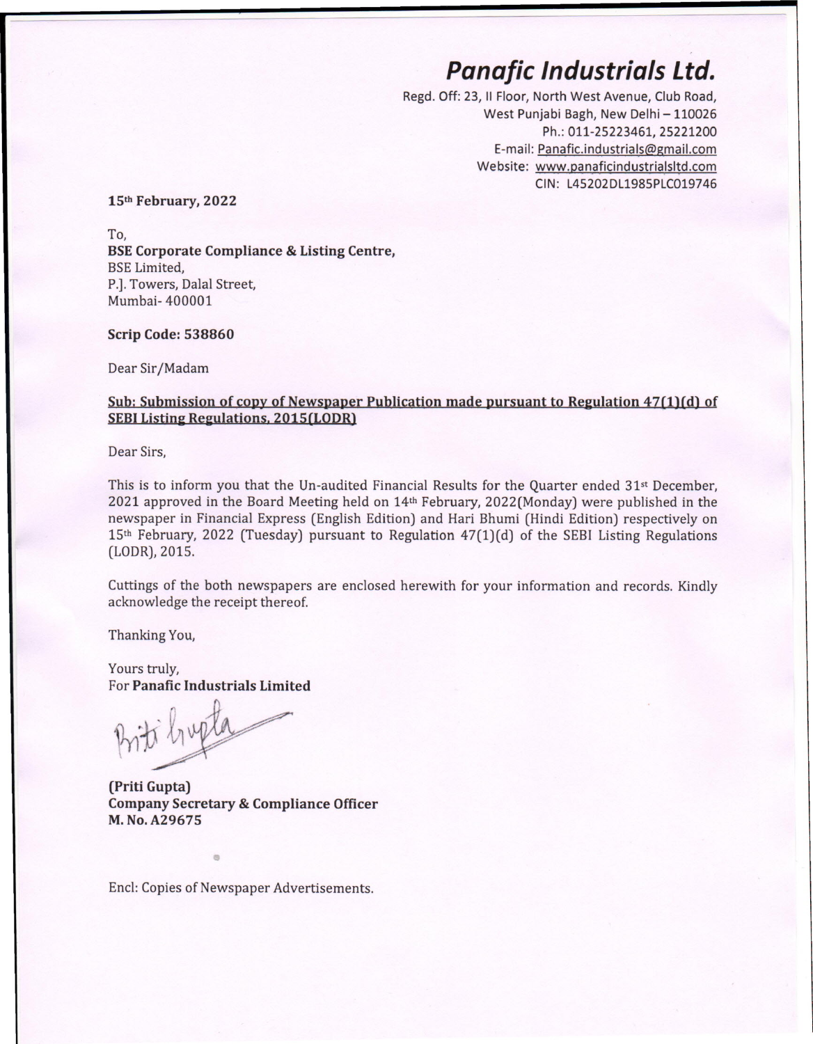# *Panafic Industrials Ltd.*

Regd. Off: 23, II Floor, North West Avenue, Club Road,
West Punjabi Bagh, New Delhi – 110026
Ph.: 011-25223461, 25221200
E-mail: Panafic.industrials@gmail.com
Website: www.panaficindustrialsltd.com
CIN: L45202DL1985PLC019746

**15th February, 2022**

To,
**BSE Corporate Compliance & Listing Centre,**
BSE Limited,
P.J. Towers, Dalal Street,
Mumbai- 400001

**Scrip Code: 538860**

Dear Sir/Madam

**Sub: Submission of copy of Newspaper Publication made pursuant to Regulation 47(1)(d) of SEBI Listing Regulations, 2015(LODR)**

Dear Sirs,

This is to inform you that the Un-audited Financial Results for the Quarter ended 31st December, 2021 approved in the Board Meeting held on 14th February, 2022(Monday) were published in the newspaper in Financial Express (English Edition) and Hari Bhumi (Hindi Edition) respectively on 15th February, 2022 (Tuesday) pursuant to Regulation 47(1)(d) of the SEBI Listing Regulations (LODR), 2015.

Cuttings of the both newspapers are enclosed herewith for your information and records. Kindly acknowledge the receipt thereof.

Thanking You,

Yours truly,
For **Panafic Industrials Limited**

**(Priti Gupta)**
**Company Secretary & Compliance Officer**
**M. No. A29675**

Encl: Copies of Newspaper Advertisements.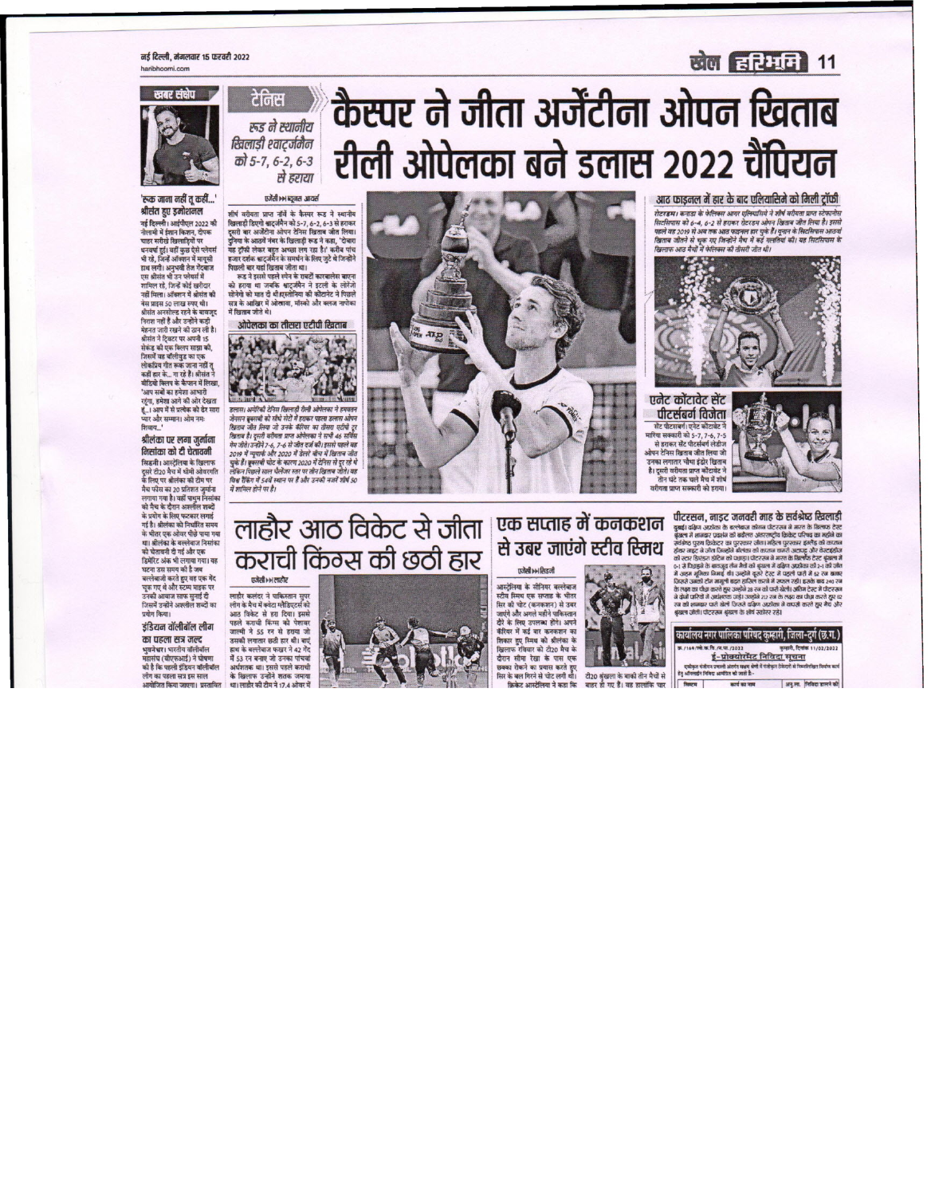# कैस्पर ने जीता अर्जेंटीना ओपन खिताब रीली ओपेलका बने डलास 2022 चैंपियन

## खबर संक्षेप

### 'रुक जाना नहीं तू कहीं...' श्रीसंत हुए इमोशनल

नई दिल्ली। आईपीएल 2022 की नीलामी में इशान किशन, दीपक चाहर सरीखे खिलाड़ियों पर धनवर्षा हुई। वहीं कुछ ऐसे प्लेयर्स भी रहे, जिन्हें ऑक्शन में मायूसी हाथ लगी। अनुभवी तेज गेंदबाज एस श्रीसंत भी उन प्लेयर्स में शामिल रहे, जिन्हें कोई खरीदार नहीं मिला। ऑक्शन में श्रीसंत की बेस प्राइस 50 लाख रुपए थी। श्रीसंत अनसोल्ड रहने के बावजूद निराश नहीं हैं और उन्होंने कड़ी मेहनत जारी रखने की ठान ली है। श्रीसंत ने ट्विटर पर अपनी 15 सेकंड की एक क्लिप साझा की, जिसमें वह बॉलीवुड का एक लोकप्रिय गीत रुक जाना नहीं तू कहीं हार के... गा रहे हैं। श्रीसंत ने वीडियो क्लिप के कैप्शन में लिखा, 'आप सभी का हमेशा आभारी रहूंगा, हमेशा आगे की ओर देखता हूं...। आप में से प्रत्येक को ढेर सारा प्यार और सम्मान। ओम नमः शिवाय...'

### श्रीलंका पर लगा जुर्माना निसांका को दी चेतावनी

सिडनी। आस्ट्रेलिया के खिलाफ दूसरे टी20 मैच में धीमी ओवरगति के लिए पर श्रीलंका की टीम पर मैच फीस का 20 प्रतिशत जुर्माना लगाया गया है। वहीं पाथुम निसांका को मैच के दौरान अश्लील शब्दों के प्रयोग के लिए फटकार लगाई गई है। श्रीलंका को निर्धारित समय के भीतर एक ओवर पीछे पाया गया था। श्रीलंका के बल्लेबाज निसांका को चेतावनी दी गई और एक डिमेरिट अंक भी लगाया गया। यह घटना उस समय की है जब बल्लेबाजी करते हुए वह एक गेंद चूक गए थे और स्टम्प माइक पर उनकी आवाज साफ सुनाई दी जिसमें उन्होंने अश्लील शब्दों का प्रयोग किया।

### इंडियन वॉलीबॉल लीग का पहला सत्र जल्द

भुवनेश्वर। भारतीय वॉलीबॉल महासंघ (वीएफआई) ने घोषणा की है कि पहली इंडियन वॉलीबॉल लीग का पहला सत्र इस साल आयोजित किया जाएगा। प्रस्तावित

## टेनिस

*रूड ने स्थानीय खिलाड़ी श्वार्ट्जमैन को 5-7, 6-2, 6-3 से हराया*

एजेंसी ▸▸ ब्यूनस आयर्स

शीर्ष वरीयता प्राप्त नॉर्वे के कैस्पर रूड ने स्थानीय खिलाड़ी डिएगो श्वार्ट्जमैन को 5-7, 6-2, 6-3 से हराकर दूसरी बार अर्जेंटीना ओपन टेनिस खिताब जीत लिया। दुनिया के आठवें नंबर के खिलाड़ी रूड ने कहा, 'दोबारा यह ट्रॉफी लेकर बहुत अच्छा लग रहा है।' करीब पांच हजार दर्शक श्वार्ट्जमैन के समर्थन के लिए जुटे थे जिन्होंने पिछली बार यहां खिताब जीता था।

रूड ने इससे पहले स्पेन के एबर्टो कारबालेस बाएना को हराया था जबकि श्वार्ट्जमैन ने इटली के लोरेंजो सोनेगो को मात दी थी।हस्तानिया की कोटानेट ने पिछले सत्र के आखिर में ओस्ताबा, मांस्को और क्लज नापोका में खिताब जीते थे।

### ओपेलका का तीसरा एटीपी खिताब

डलास। अमेरिकी टेनिस खिलाड़ी रीली ओपेलका ने हमवतन जेनसन ब्रूकसबी को सीधे सेटों में हराकर पहला डलास ओपन खिताब जीत लिया जो उनके कैरियर का तीसरा एटीपी टूर खिताब है। दूसरी वरीयता प्राप्त ओपेलका ने सभी 46 सर्विस गेम जीते। उन्होंने 7-6, 7-6 से जीत दर्ज की। इससे पहले वह 2019 में न्यूयार्क और 2020 में डेलरे बीच में खिताब जीत चुके हैं। ब्रूकसबी चोट के कारण 2020 में टेनिस से दूर रहे थे लेकिन पिछले साल चैलेंजर स्तर पर तीन खिताब जीते। वह विश्व रैंकिंग में 54वें स्थान पर हैं और उनकी नजरें शीर्ष 50 में शामिल होने पर हैं।

### आठ फाइनल में हार के बाद एलियासिमे को मिली ट्रॉफी

रोटरडम। कनाडा के फेलिक्स आगर एलियासिमे ने शीर्ष वरीयता प्राप्त स्टेफानोस सिटसिपास को 6-4, 6-2 से हराकर रोटरडम ओपन खिताब जीत लिया है। इससे पहले वह 2019 से अब तक आठ फाइनल हार चुके हैं। यूनान के सिटसिपास आठवां खिताब जीतने से चूक गए जिन्होंने मैच में कई गलतियां कीं। यह सिटसिपास के खिलाफ आठ मैचों में फेलिक्स की तीसरी जीत थी।

### एनेट कोंटावेट सेंट पीटर्सबर्ग विजेता

सेंट पीटर्सबर्ग। एनेट कोंटावेट ने मारिया सक्कारी को 5-7, 7-6, 7-5 से हराकर सेंट पीटर्सबर्ग लेडीज ओपन टेनिस खिताब जीत लिया जो उनका लगातार चौथा इंडोर खिताब है। दूसरी वरीयता प्राप्त कोंटावेट ने तीन घंटे तक चले मैच में शीर्ष वरीयता प्राप्त सक्कारी को हराया।

# लाहौर आठ विकेट से जीता कराची किंग्स की छठी हार

एजेंसी ▸▸ लाहौर

लाहौर कलंदर ने पाकिस्तान सुपर लीग के मैच में क्वेटा ग्लैडिएटर्स को आठ विकेट से हरा दिया। इससे पहले कराची किंग्स को पेशावर जाल्मी ने 55 रन से हराया जो उसकी लगातार छठी हार थी। बाएं हाथ के बल्लेबाज फखर ने 42 गेंद में 53 रन बनाए जो उनका पांचवां अर्धशतक था। इससे पहले कराची के खिलाफ उन्होंने शतक जमाया था। लाहौर की टीम ने 17.4 ओवर में

# एक सप्ताह में कनकशन से उबर जाएंगे स्टीव स्मिथ

एजेंसी ▸▸ सिडनी

आस्ट्रेलिया के सीनियर बल्लेबाज स्टीव स्मिथ एक सप्ताह के भीतर सिर की चोट (कनकशन) से उबर जाएंगे और अगले महीने पाकिस्तान दौरे के लिए उपलब्ध होंगे। अपने कैरियर में कई बार कनकशन का शिकार हुए स्मिथ को श्रीलंका के खिलाफ रविवार को टी20 मैच के दौरान सीमा रेखा के पास एक छक्का रोकने का प्रयास करते हुए सिर के बल गिरने से चोट लगी थी। क्रिकेट आस्ट्रेलिया ने कहा कि टी20 श्रृंखला के बाकी तीन मैचों से बाहर हो गए हैं। वह हालांकि चार

## पीटरसन, नाइट जनवरी माह के सर्वश्रेष्ठ खिलाड़ी

दुबई। दक्षिण अफ्रीका के बल्लेबाज कीगन पीटरसन ने भारत के खिलाफ टेस्ट श्रृंखला में शानदार प्रदर्शन की बदौलत अंतरराष्ट्रीय क्रिकेट परिषद का महीने का सर्वश्रेष्ठ पुरुष क्रिकेटर का पुरस्कार जीता। महिला पुरस्कार इंग्लैंड की कप्तान हीदर नाइट के नाम रहा जिन्होंने बॉलिंग की कप्तान सभाने अटापट्टू और वेस्टइंडीज की स्टार हिटर डिएंड्रा डॉटिन को पछाड़ा। पीटरसन ने भारत के खिलाफ टेस्ट श्रृंखला में 0-1 से पिछड़ने के बावजूद तीन मैचों की श्रृंखला में दक्षिण अफ्रीका की 2-1 की जीत में अहम भूमिका निभाई थी। उन्होंने दूसरे टेस्ट में पहली पारी में 62 रन बनाकर जिससे उसकी टीम मामूली बढ़त हासिल करने में सफल रही। इसके बाद 240 रन के लक्ष्य का पीछा करते हुए उन्होंने 28 रन की पारी खेली। अंतिम टेस्ट में पीटरसन ने दोनों पारियों में अर्धशतक जड़े। उन्होंने 212 रन के लक्ष्य का पीछा करते हुए 82 रन की शानदार पारी खेली जिससे दक्षिण अफ्रीका ने वापसी करते हुए मैच और श्रृंखला जीती। पीटरसन श्रृंखला के शीर्ष स्कोरर रहे।

## कार्यालय नगर पालिका परिषद कुम्हारी, जिला-दुर्ग (छ.ग.)

क्र./169/लो.क.वि./न.पा./2022 कुम्हारी, दिनांक 11/02/2022

### ई-प्रोक्योरमेंट निविदा सूचना

| क्र. | कार्य का नाम | अनु.ला. | निविदा डालने की |
| --- | --- | --- | --- |